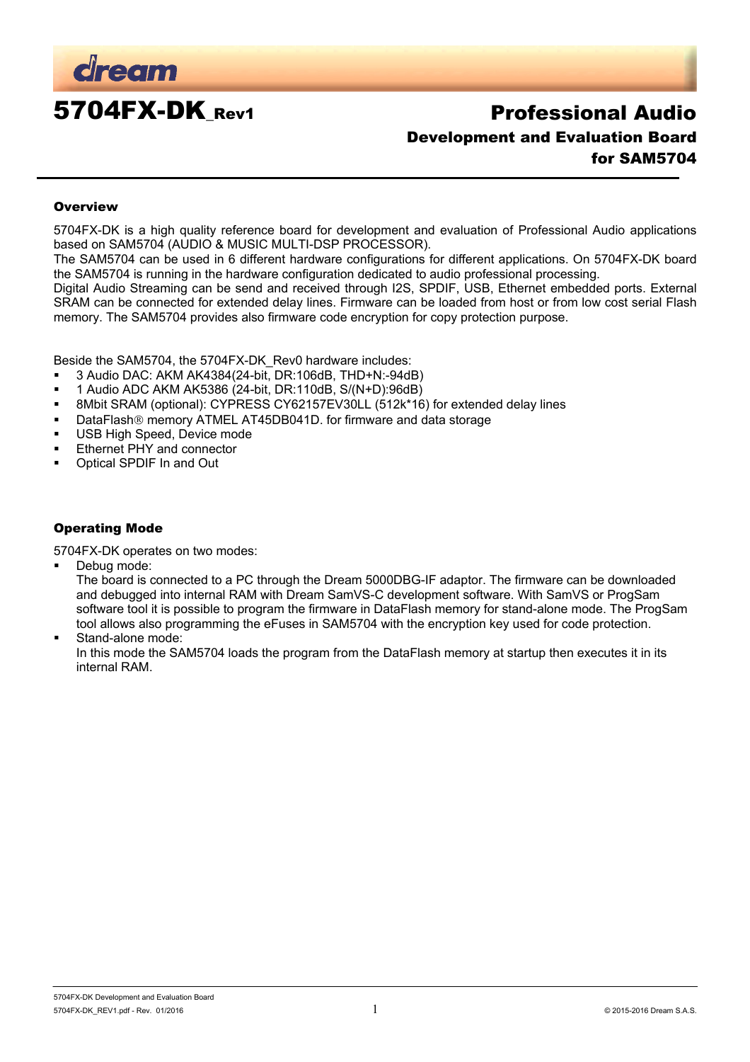# dream

# 5704FX-DK_Rev1

## Professional Audio
### Development and Evaluation Board
### for SAM5704

---

### Overview

5704FX-DK is a high quality reference board for development and evaluation of Professional Audio applications based on SAM5704 (AUDIO & MUSIC MULTI-DSP PROCESSOR).
The SAM5704 can be used in 6 different hardware configurations for different applications. On 5704FX-DK board the SAM5704 is running in the hardware configuration dedicated to audio professional processing.
Digital Audio Streaming can be send and received through I2S, SPDIF, USB, Ethernet embedded ports. External SRAM can be connected for extended delay lines. Firmware can be loaded from host or from low cost serial Flash memory. The SAM5704 provides also firmware code encryption for copy protection purpose.

Beside the SAM5704, the 5704FX-DK_Rev0 hardware includes:

- 3 Audio DAC: AKM AK4384(24-bit, DR:106dB, THD+N:-94dB)
- 1 Audio ADC AKM AK5386 (24-bit, DR:110dB, S/(N+D):96dB)
- 8Mbit SRAM (optional): CYPRESS CY62157EV30LL (512k*16) for extended delay lines
- DataFlash® memory ATMEL AT45DB041D. for firmware and data storage
- USB High Speed, Device mode
- Ethernet PHY and connector
- Optical SPDIF In and Out

### Operating Mode

5704FX-DK operates on two modes:

- Debug mode:
  The board is connected to a PC through the Dream 5000DBG-IF adaptor. The firmware can be downloaded and debugged into internal RAM with Dream SamVS-C development software. With SamVS or ProgSam software tool it is possible to program the firmware in DataFlash memory for stand-alone mode. The ProgSam tool allows also programming the eFuses in SAM5704 with the encryption key used for code protection.
- Stand-alone mode:
  In this mode the SAM5704 loads the program from the DataFlash memory at startup then executes it in its internal RAM.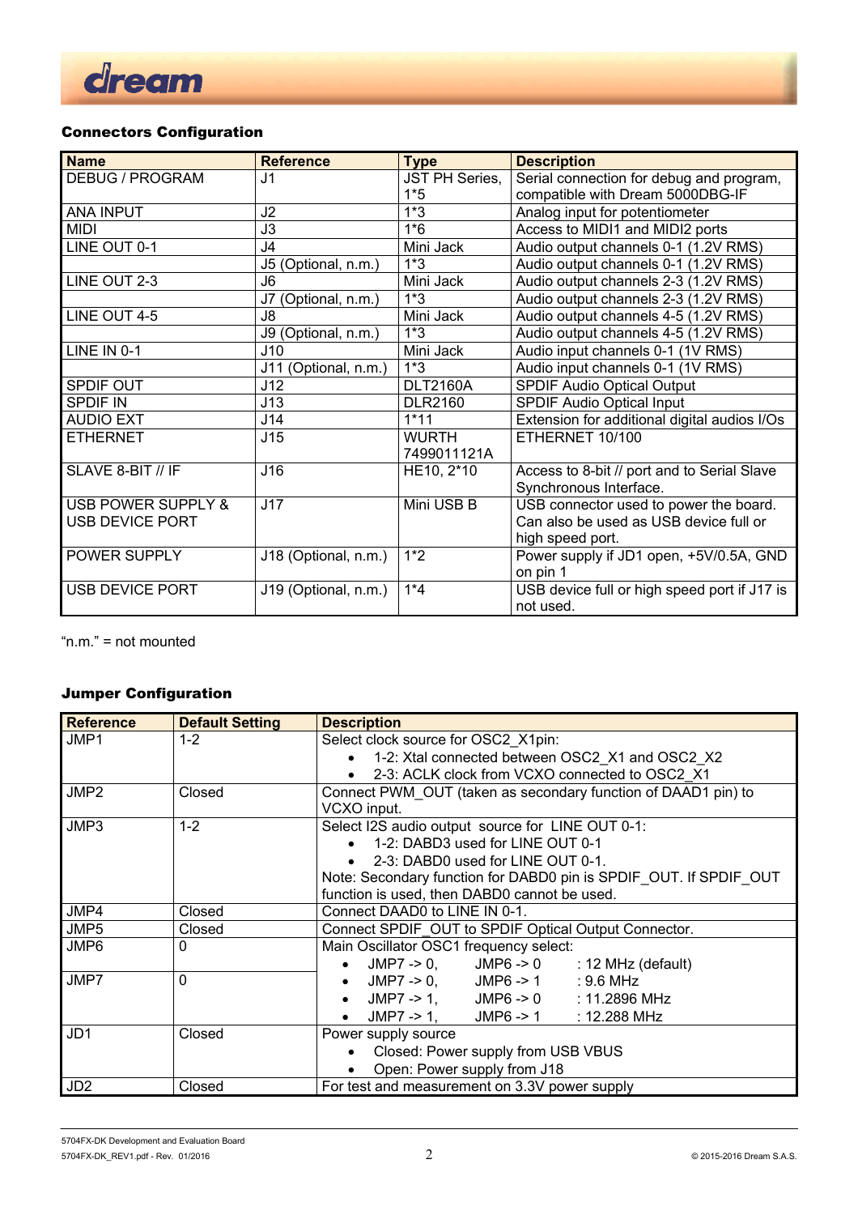## Connectors Configuration

| Name | Reference | Type | Description |
|---|---|---|---|
| DEBUG / PROGRAM | J1 | JST PH Series, 1*5 | Serial connection for debug and program, compatible with Dream 5000DBG-IF |
| ANA INPUT | J2 | 1*3 | Analog input for potentiometer |
| MIDI | J3 | 1*6 | Access to MIDI1 and MIDI2 ports |
| LINE OUT 0-1 | J4 | Mini Jack | Audio output channels 0-1 (1.2V RMS) |
| | J5 (Optional, n.m.) | 1*3 | Audio output channels 0-1 (1.2V RMS) |
| LINE OUT 2-3 | J6 | Mini Jack | Audio output channels 2-3 (1.2V RMS) |
| | J7 (Optional, n.m.) | 1*3 | Audio output channels 2-3 (1.2V RMS) |
| LINE OUT 4-5 | J8 | Mini Jack | Audio output channels 4-5 (1.2V RMS) |
| | J9 (Optional, n.m.) | 1*3 | Audio output channels 4-5 (1.2V RMS) |
| LINE IN 0-1 | J10 | Mini Jack | Audio input channels 0-1 (1V RMS) |
| | J11 (Optional, n.m.) | 1*3 | Audio input channels 0-1 (1V RMS) |
| SPDIF OUT | J12 | DLT2160A | SPDIF Audio Optical Output |
| SPDIF IN | J13 | DLR2160 | SPDIF Audio Optical Input |
| AUDIO EXT | J14 | 1*11 | Extension for additional digital audios I/Os |
| ETHERNET | J15 | WURTH 7499011121A | ETHERNET 10/100 |
| SLAVE 8-BIT // IF | J16 | HE10, 2*10 | Access to 8-bit // port and to Serial Slave Synchronous Interface. |
| USB POWER SUPPLY & USB DEVICE PORT | J17 | Mini USB B | USB connector used to power the board. Can also be used as USB device full or high speed port. |
| POWER SUPPLY | J18 (Optional, n.m.) | 1*2 | Power supply if JD1 open, +5V/0.5A, GND on pin 1 |
| USB DEVICE PORT | J19 (Optional, n.m.) | 1*4 | USB device full or high speed port if J17 is not used. |

"n.m." = not mounted

## Jumper Configuration

| Reference | Default Setting | Description |
|---|---|---|
| JMP1 | 1-2 | Select clock source for OSC2_X1pin:<br>• 1-2: Xtal connected between OSC2_X1 and OSC2_X2<br>• 2-3: ACLK clock from VCXO connected to OSC2_X1 |
| JMP2 | Closed | Connect PWM_OUT (taken as secondary function of DAAD1 pin) to VCXO input. |
| JMP3 | 1-2 | Select I2S audio output source for LINE OUT 0-1:<br>• 1-2: DABD3 used for LINE OUT 0-1<br>• 2-3: DABD0 used for LINE OUT 0-1.<br>Note: Secondary function for DABD0 pin is SPDIF_OUT. If SPDIF_OUT function is used, then DABD0 cannot be used. |
| JMP4 | Closed | Connect DAAD0 to LINE IN 0-1. |
| JMP5 | Closed | Connect SPDIF_OUT to SPDIF Optical Output Connector. |
| JMP6 | 0 | Main Oscillator OSC1 frequency select:<br>• JMP7 -> 0, JMP6 -> 0 : 12 MHz (default)<br>• JMP7 -> 0, JMP6 -> 1 : 9.6 MHz<br>• JMP7 -> 1, JMP6 -> 0 : 11.2896 MHz<br>• JMP7 -> 1, JMP6 -> 1 : 12.288 MHz |
| JMP7 | 0 | |
| JD1 | Closed | Power supply source<br>• Closed: Power supply from USB VBUS<br>• Open: Power supply from J18 |
| JD2 | Closed | For test and measurement on 3.3V power supply |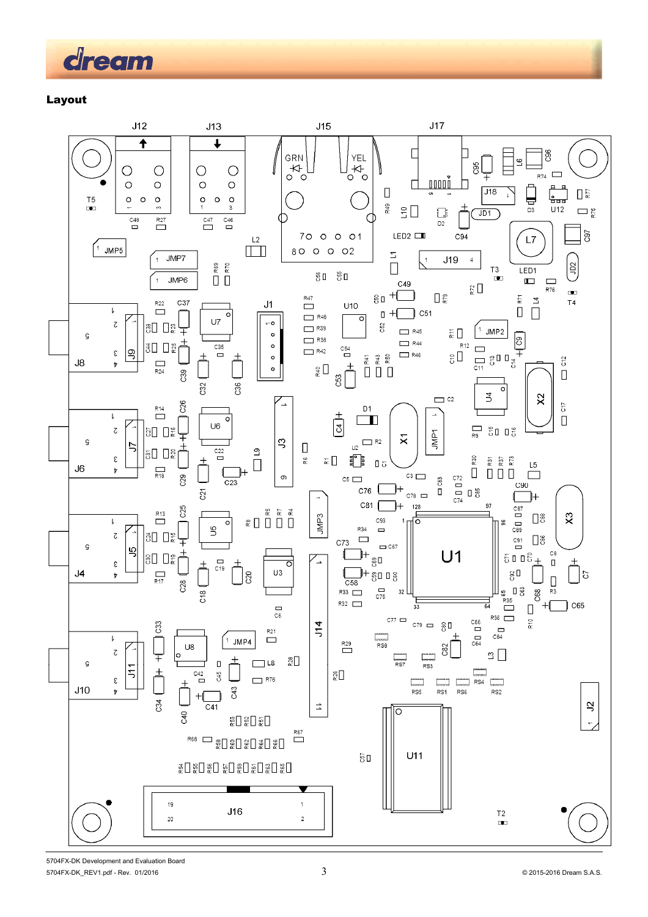## Layout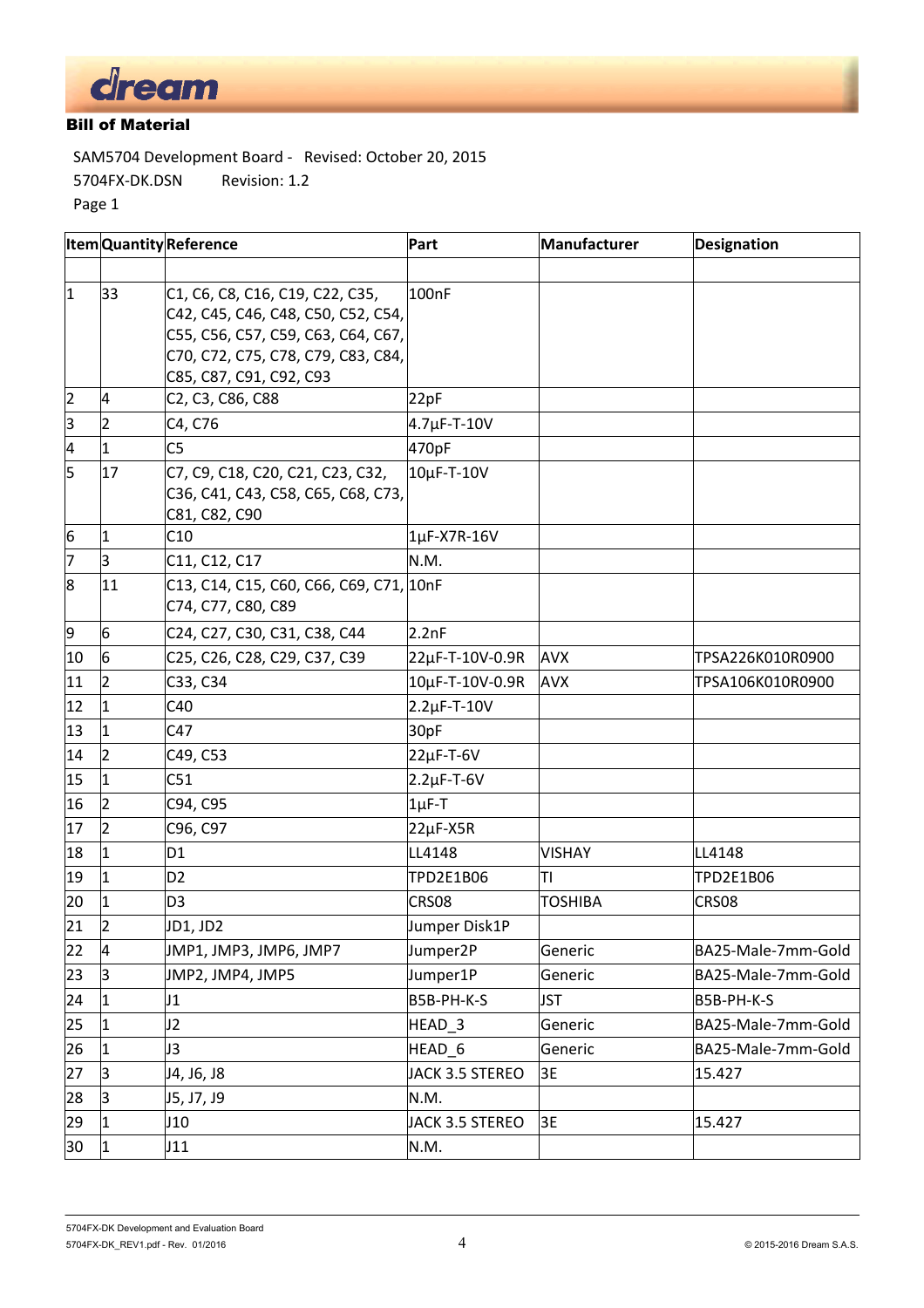**Bill of Material**

SAM5704 Development Board - Revised: October 20, 2015

5704FX-DK.DSN Revision: 1.2

Page 1

| Item | Quantity | Reference | Part | Manufacturer | Designation |
|---|---|---|---|---|---|
| | | | | | |
| 1 | 33 | C1, C6, C8, C16, C19, C22, C35, C42, C45, C46, C48, C50, C52, C54, C55, C56, C57, C59, C63, C64, C67, C70, C72, C75, C78, C79, C83, C84, C85, C87, C91, C92, C93 | 100nF | | |
| 2 | 4 | C2, C3, C86, C88 | 22pF | | |
| 3 | 2 | C4, C76 | 4.7µF-T-10V | | |
| 4 | 1 | C5 | 470pF | | |
| 5 | 17 | C7, C9, C18, C20, C21, C23, C32, C36, C41, C43, C58, C65, C68, C73, C81, C82, C90 | 10µF-T-10V | | |
| 6 | 1 | C10 | 1µF-X7R-16V | | |
| 7 | 3 | C11, C12, C17 | N.M. | | |
| 8 | 11 | C13, C14, C15, C60, C66, C69, C71, C74, C77, C80, C89 | 10nF | | |
| 9 | 6 | C24, C27, C30, C31, C38, C44 | 2.2nF | | |
| 10 | 6 | C25, C26, C28, C29, C37, C39 | 22µF-T-10V-0.9R | AVX | TPSA226K010R0900 |
| 11 | 2 | C33, C34 | 10µF-T-10V-0.9R | AVX | TPSA106K010R0900 |
| 12 | 1 | C40 | 2.2µF-T-10V | | |
| 13 | 1 | C47 | 30pF | | |
| 14 | 2 | C49, C53 | 22µF-T-6V | | |
| 15 | 1 | C51 | 2.2µF-T-6V | | |
| 16 | 2 | C94, C95 | 1µF-T | | |
| 17 | 2 | C96, C97 | 22µF-X5R | | |
| 18 | 1 | D1 | LL4148 | VISHAY | LL4148 |
| 19 | 1 | D2 | TPD2E1B06 | TI | TPD2E1B06 |
| 20 | 1 | D3 | CRS08 | TOSHIBA | CRS08 |
| 21 | 2 | JD1, JD2 | Jumper Disk1P | | |
| 22 | 4 | JMP1, JMP3, JMP6, JMP7 | Jumper2P | Generic | BA25-Male-7mm-Gold |
| 23 | 3 | JMP2, JMP4, JMP5 | Jumper1P | Generic | BA25-Male-7mm-Gold |
| 24 | 1 | J1 | B5B-PH-K-S | JST | B5B-PH-K-S |
| 25 | 1 | J2 | HEAD_3 | Generic | BA25-Male-7mm-Gold |
| 26 | 1 | J3 | HEAD_6 | Generic | BA25-Male-7mm-Gold |
| 27 | 3 | J4, J6, J8 | JACK 3.5 STEREO | 3E | 15.427 |
| 28 | 3 | J5, J7, J9 | N.M. | | |
| 29 | 1 | J10 | JACK 3.5 STEREO | 3E | 15.427 |
| 30 | 1 | J11 | N.M. | | |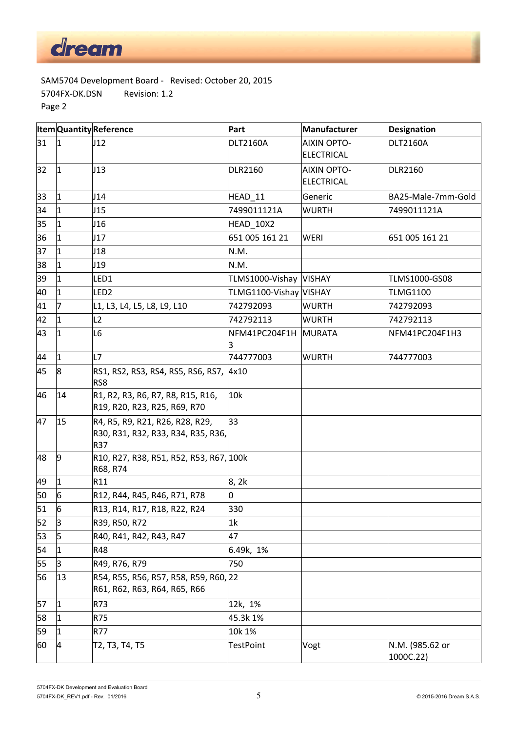SAM5704 Development Board - Revised: October 20, 2015
5704FX-DK.DSN Revision: 1.2
Page 2

| Item | Quantity | Reference | Part | Manufacturer | Designation |
|---|---|---|---|---|---|
| 31 | 1 | J12 | DLT2160A | AIXIN OPTO-ELECTRICAL | DLT2160A |
| 32 | 1 | J13 | DLR2160 | AIXIN OPTO-ELECTRICAL | DLR2160 |
| 33 | 1 | J14 | HEAD_11 | Generic | BA25-Male-7mm-Gold |
| 34 | 1 | J15 | 7499011121A | WURTH | 7499011121A |
| 35 | 1 | J16 | HEAD_10X2 | | |
| 36 | 1 | J17 | 651 005 161 21 | WERI | 651 005 161 21 |
| 37 | 1 | J18 | N.M. | | |
| 38 | 1 | J19 | N.M. | | |
| 39 | 1 | LED1 | TLMS1000-Vishay | VISHAY | TLMS1000-GS08 |
| 40 | 1 | LED2 | TLMG1100-Vishay | VISHAY | TLMG1100 |
| 41 | 7 | L1, L3, L4, L5, L8, L9, L10 | 742792093 | WURTH | 742792093 |
| 42 | 1 | L2 | 742792113 | WURTH | 742792113 |
| 43 | 1 | L6 | NFM41PC204F1H3 | MURATA | NFM41PC204F1H3 |
| 44 | 1 | L7 | 744777003 | WURTH | 744777003 |
| 45 | 8 | RS1, RS2, RS3, RS4, RS5, RS6, RS7, RS8 | 4x10 | | |
| 46 | 14 | R1, R2, R3, R6, R7, R8, R15, R16, R19, R20, R23, R25, R69, R70 | 10k | | |
| 47 | 15 | R4, R5, R9, R21, R26, R28, R29, R30, R31, R32, R33, R34, R35, R36, R37 | 33 | | |
| 48 | 9 | R10, R27, R38, R51, R52, R53, R67, R68, R74 | 100k | | |
| 49 | 1 | R11 | 8, 2k | | |
| 50 | 6 | R12, R44, R45, R46, R71, R78 | 0 | | |
| 51 | 6 | R13, R14, R17, R18, R22, R24 | 330 | | |
| 52 | 3 | R39, R50, R72 | 1k | | |
| 53 | 5 | R40, R41, R42, R43, R47 | 47 | | |
| 54 | 1 | R48 | 6.49k, 1% | | |
| 55 | 3 | R49, R76, R79 | 750 | | |
| 56 | 13 | R54, R55, R56, R57, R58, R59, R60, R61, R62, R63, R64, R65, R66 | 22 | | |
| 57 | 1 | R73 | 12k, 1% | | |
| 58 | 1 | R75 | 45.3k 1% | | |
| 59 | 1 | R77 | 10k 1% | | |
| 60 | 4 | T2, T3, T4, T5 | TestPoint | Vogt | N.M. (985.62 or 1000C.22) |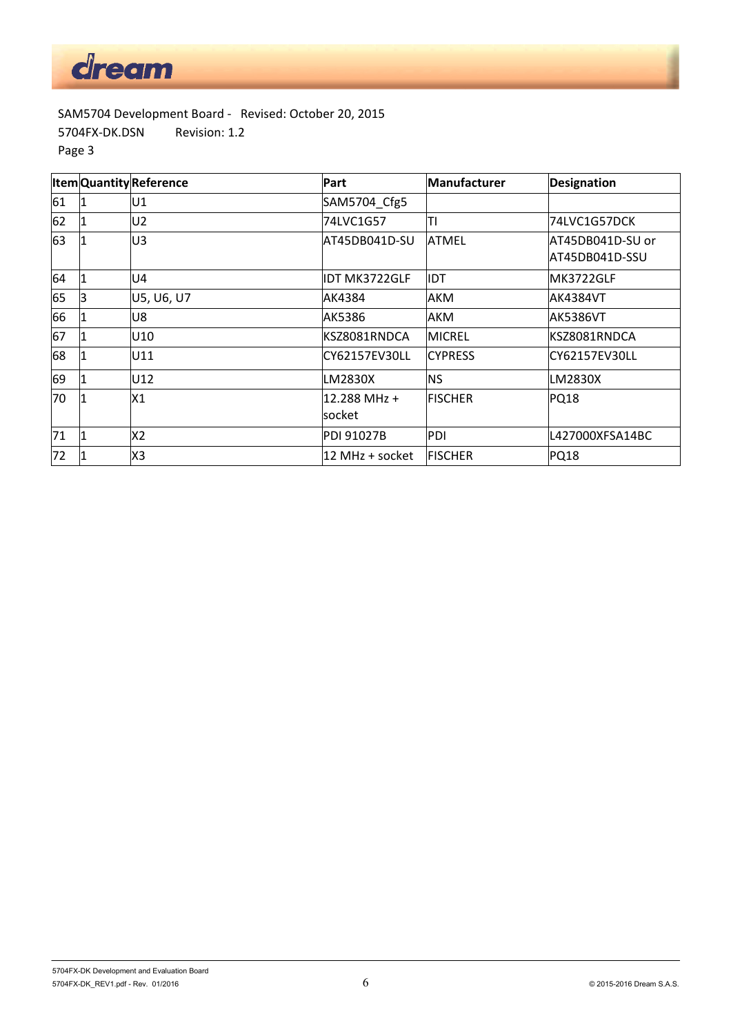SAM5704 Development Board - Revised: October 20, 2015
5704FX-DK.DSN Revision: 1.2
Page 3

| Item | Quantity | Reference | Part | Manufacturer | Designation |
|---|---|---|---|---|---|
| 61 | 1 | U1 | SAM5704_Cfg5 | | |
| 62 | 1 | U2 | 74LVC1G57 | TI | 74LVC1G57DCK |
| 63 | 1 | U3 | AT45DB041D-SU | ATMEL | AT45DB041D-SU or AT45DB041D-SSU |
| 64 | 1 | U4 | IDT MK3722GLF | IDT | MK3722GLF |
| 65 | 3 | U5, U6, U7 | AK4384 | AKM | AK4384VT |
| 66 | 1 | U8 | AK5386 | AKM | AK5386VT |
| 67 | 1 | U10 | KSZ8081RNDCA | MICREL | KSZ8081RNDCA |
| 68 | 1 | U11 | CY62157EV30LL | CYPRESS | CY62157EV30LL |
| 69 | 1 | U12 | LM2830X | NS | LM2830X |
| 70 | 1 | X1 | 12.288 MHz + socket | FISCHER | PQ18 |
| 71 | 1 | X2 | PDI 91027B | PDI | L427000XFSA14BC |
| 72 | 1 | X3 | 12 MHz + socket | FISCHER | PQ18 |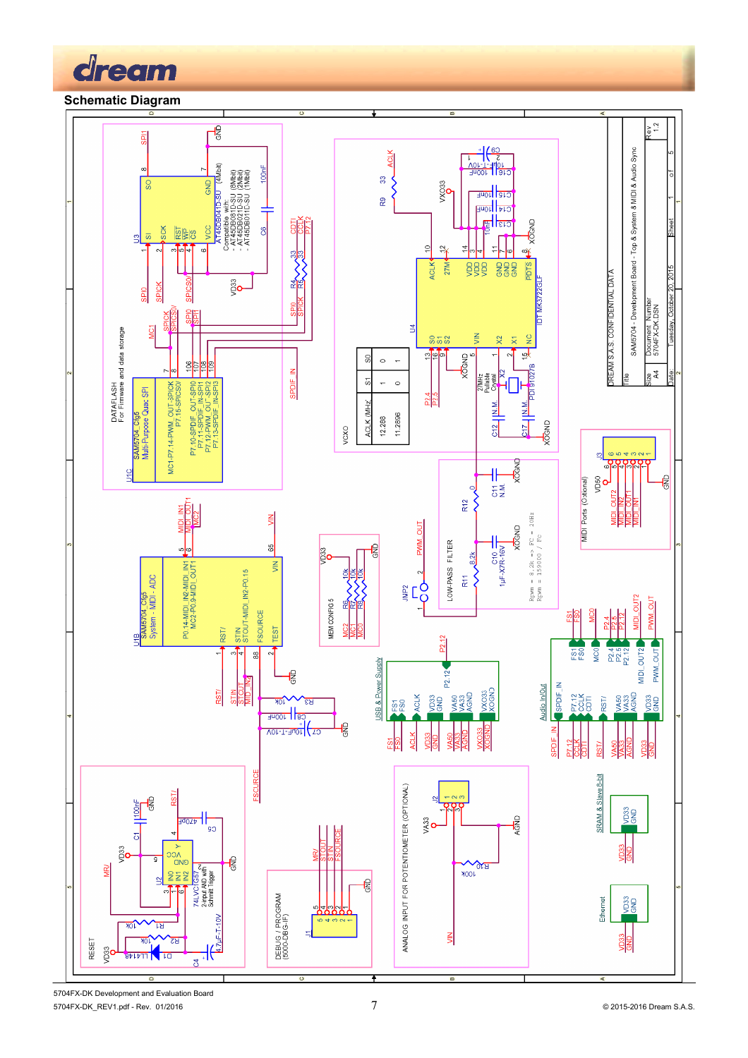## Schematic Diagram

DATAFLASH
For Firmware and data storage

U1C
SAM5704_Cfg5
Multi-Purpose Quad SPI

MC1-P7.14-PWM_OUT-SPICK
P7.15-SPICS0/
P7.10-SPDIF_OUT-SPI0
P7.11-SPDIF_IN-SPI1
P7.12-PWM_OUT-SPI2
P7.13-SPDIF_IN-SPI3

U3
AT45DB041D-SU (4Mbit)
Compatible with:
- AT45DB081D-SU (8Mbit)
- AT45DB021D-SU (2Mbit)
- AT45DB011D-SU (1Mbit)

U4
IDT MK3722GLF

VCXO

| ACLK (MHz) | S1 | S0 |
| --- | --- | --- |
| 12.288 | 1 | 0 |
| 11.2896 | 0 | 1 |

27MHz Pullable Crystal
PDI 91027B

U1B
SAM5704_Cfg5
System - MIDI - ADC

P0.14-MIDI_IN2-MIDI_IN1
MC2-P0.9-MIDI_OUT1
STIN
STOUT-MIDI_IN2-P0.15
FSOURCE
TEST
RST/
VIN

MEM CONFIG 5

LOW-PASS FILTER

Rpwm = 8.2k => Fc = 20Hz
Rpwm = 159000 / Fc

MIDI Ports (Optional)

USB & Power Supply

Audio In/Out

RESET
74LVC1G57
2-input AND with Schmitt Trigger

DEBUG / PROGRAM
(5000-DB-GP)

ANALOG INPUT FOR POTENTIOMETER (OPTIONAL)

SRAM & Slave 8-bit

Ethernet

DREAM S.A.S. CONFIDENTIAL DATA

| Title | | |
| --- | --- | --- |
| SAM5704 - Development Board - Top & System & MIDI & Audio Sync | | |
| Size | Document Number | Rev |
| A4 | 5704FX-DK.DSN | 1.2 |
| Date: Tuesday, October 20, 2015 | Sheet 1 of 5 | |

5704FX-DK Development and Evaluation Board

5704FX-DK_REV1.pdf - Rev. 01/2016

© 2015-2016 Dream S.A.S.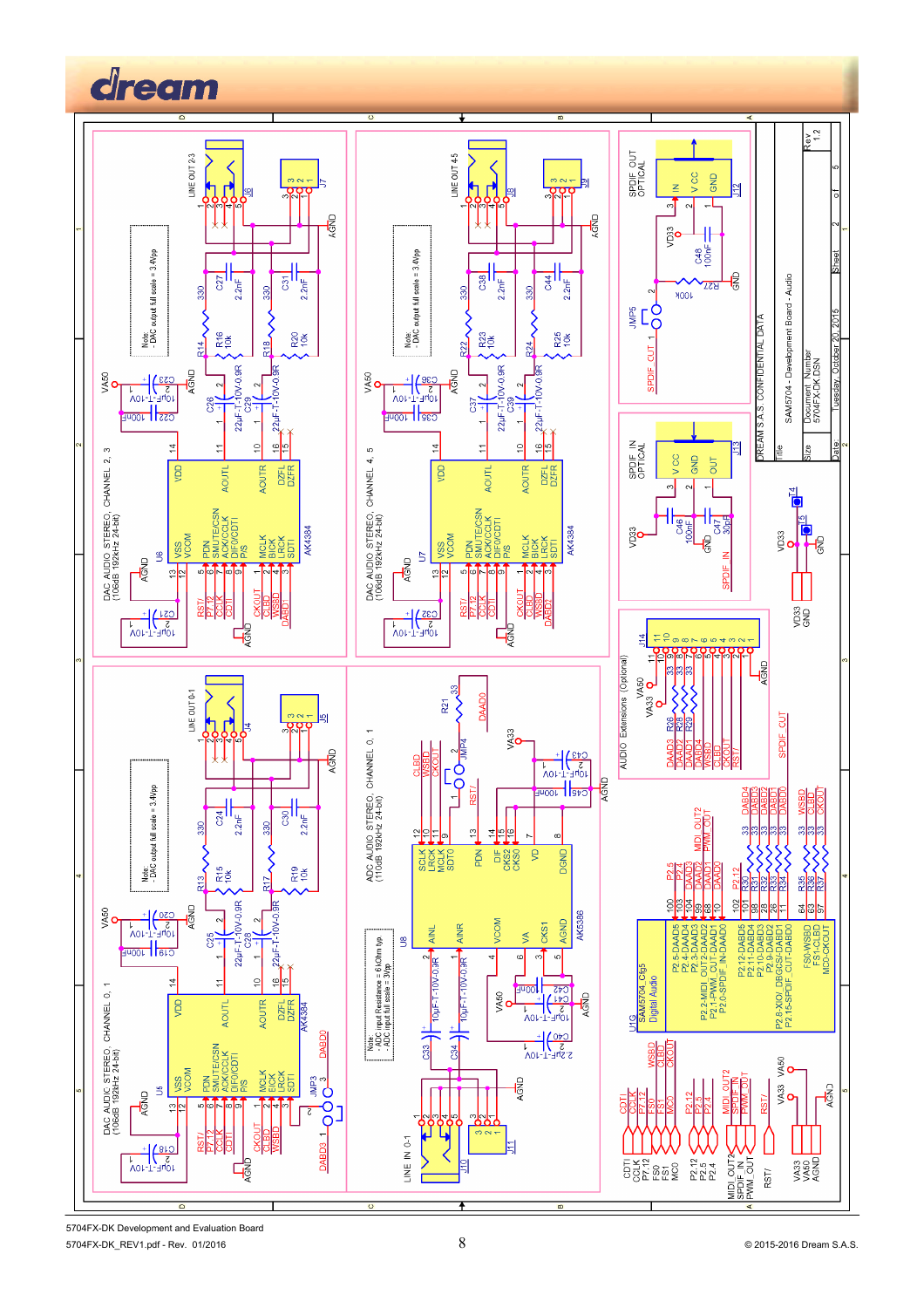## DAC AUDIO STEREO, CHANNEL 0, 1 (106dB 192kHz 24-bit)

## DAC AUDIO STEREO, CHANNEL 2, 3 (106dB 192kHz 24-bit)

## DAC AUDIO STEREO, CHANNEL 4, 5 (106dB 192kHz 24-bit)

## ADC AUDIO STEREO, CHANNEL 0, 1 (110dB 192kHz 24-bit)

Note:
- DAC output full scale = 3.4Vpp

Note:
- ADC input Resistance = 6 kOhm typ
- ADC input full scale = 3Vpp

LINE OUT 0-1

LINE OUT 2-3

LINE OUT 4-5

LINE IN 0-1

SPDIF OUT OPTICAL

SPDIF IN OPTICAL

AUDIO Extensions (Optional)

U1G SAM5704_Csp5 Digital Audio

| | |
|---|---|
| DREAM S.A.S. CONFIDENTIAL DATA | |
| Title | SAM5704 - Development Board - Audio |
| Size | Document Number 5704FX-DK.DSN |
| Rev | 1.2 |
| Date: | Tuesday, October 20, 2015 |
| Sheet | 2 of 5 |

5704FX-DK Development and Evaluation Board

5704FX-DK_REV1.pdf - Rev. 01/2016

© 2015-2016 Dream S.A.S.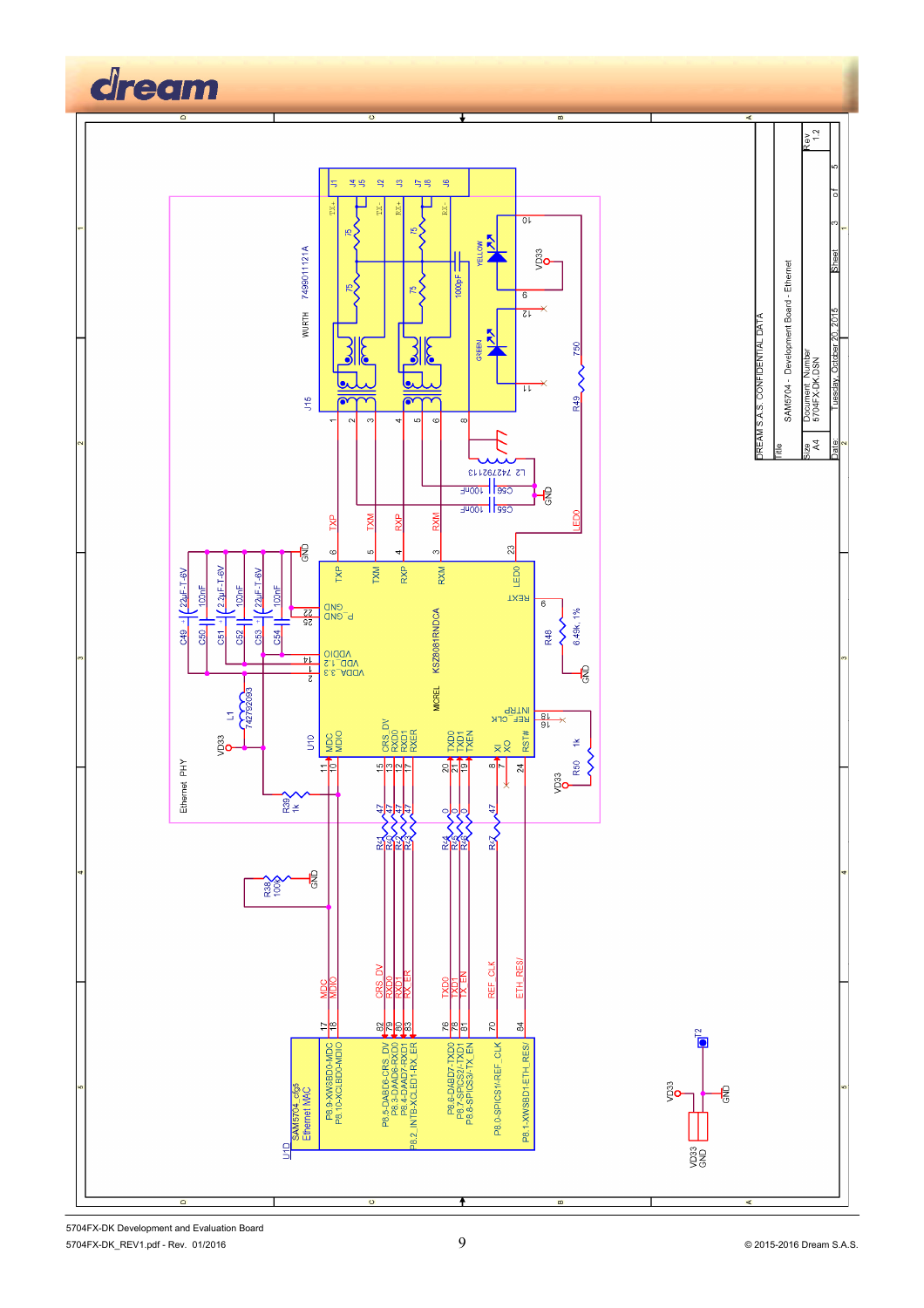DREAM S.A.S. CONFIDENTIAL DATA

| | |
|---|---|
| Title | SAM5704 - Development Board - Ethernet |
| Size | A4 |
| Document Number | 5704FX-DK.DSN |
| Rev | 1.2 |
| Date: | Tuesday, October 20, 2015 |
| Sheet | 3 of 5 |

Ethernet PHY

U10 MICREL KSZ8081RNDCA

J15 WURTH 7499011121A

L2 742792113

L1 742792093

U1D SAM5704_cfg5 Ethernet MAC

P8.9-XWSBD0-MDC, P8.10-XCLBD0-MDIO, P8.5-DABD6-CRS_DV, P8.3-DAAD6-RXD0, P8.4-DAAD7-RXD1, P8.2_INTB-XCLED1-RX_ER, P8.6-DABD7-TXD0, P8.7-SPICS2/-TXD1, P8.8-SPICS3/-TX_EN, P8.0-SPICS1/-REF_CLK, P8.1-XWSBD1-ETH_RES/

C49 22µF-T-6V, C50 100nF, C51 2.2µF-T-6V, C52 100nF, C53 22µF-T-6V, C54 100nF, C55 100nF, C56 100nF, 1000pF

R38 100k, R39 1k, R48 6.49k 1%, R49 750, R50 1k

5704FX-DK Development and Evaluation Board

5704FX-DK_REV1.pdf - Rev. 01/2016

© 2015-2016 Dream S.A.S.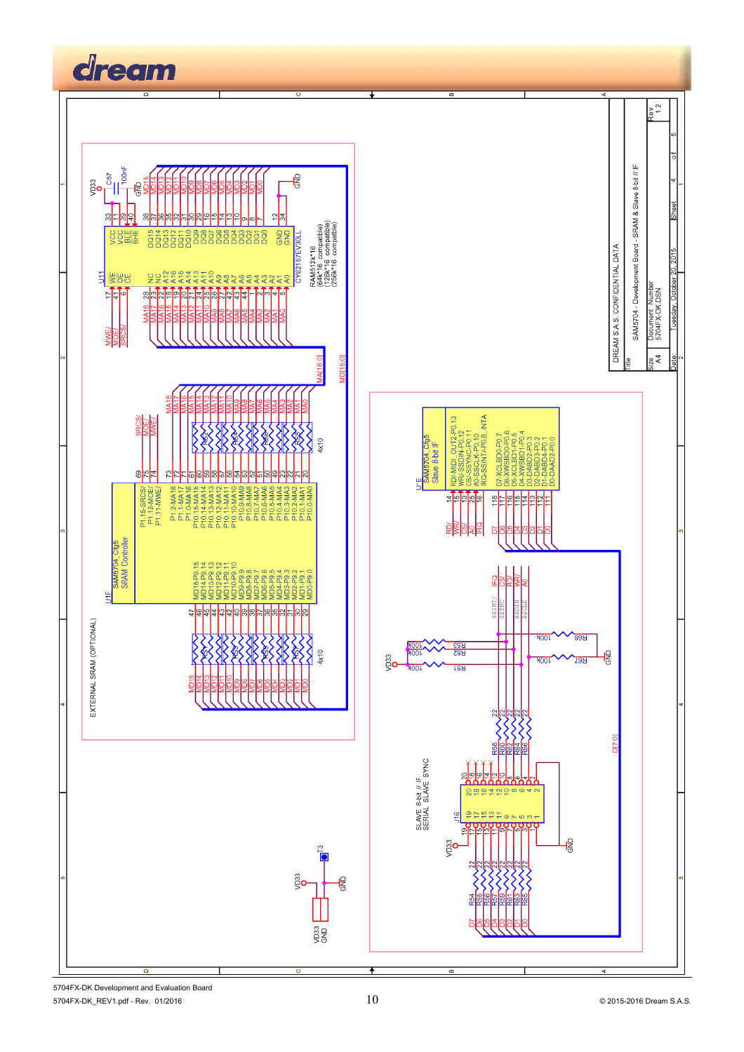EXTERNAL SRAM (OPTIONAL)

SLAVE 8-bit // IF
SERIAL SLAVE SYNC

| DREAM S.A.S. CONFIDENTIAL DATA | | |
|---|---|---|
| Title | SAM5704 - Development Board - SRAM & Slave 8-bit // IF | |
| Size A4 | Document Number 5704FX-DK.DSN | Rev 1.2 |
| Date: Tuesday, October 20, 2015 | Sheet 4 of 5 | |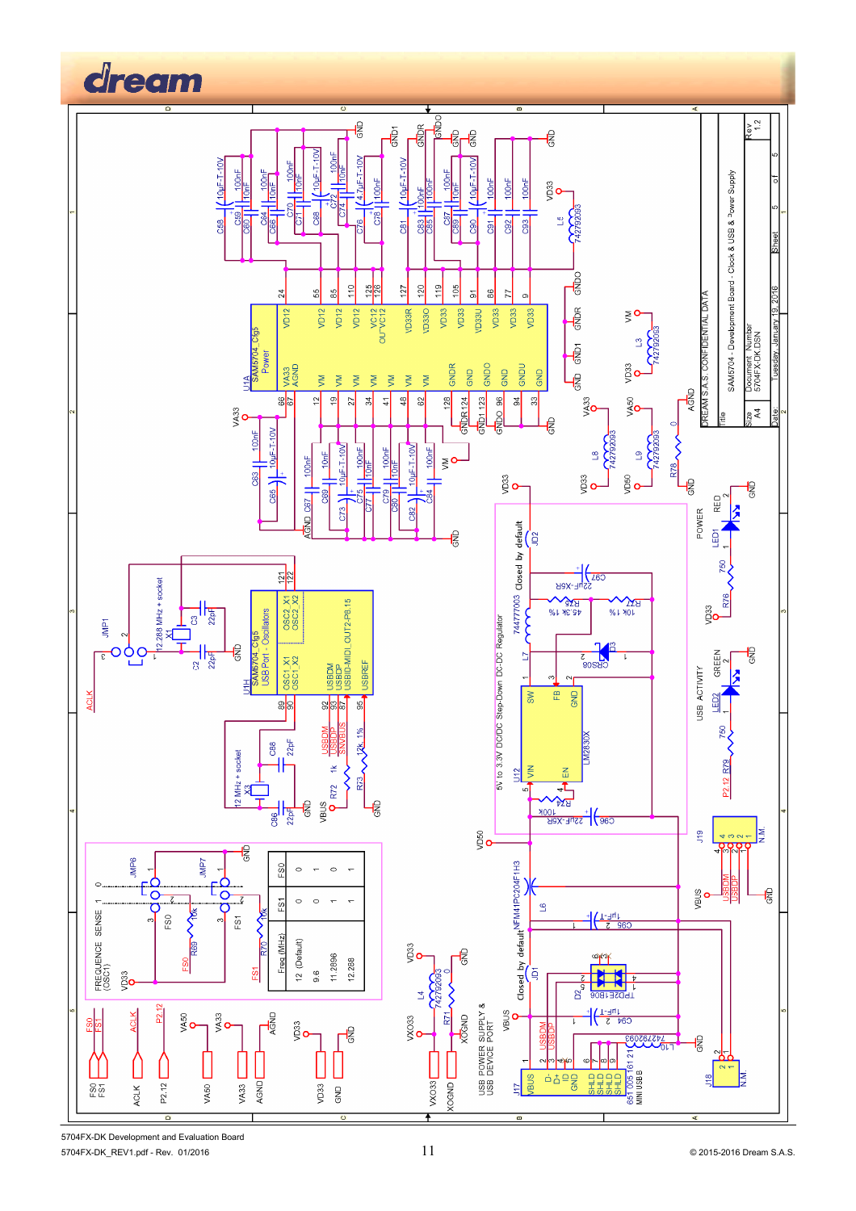dream

SAM5704_Cfg5 Power

SAM5704_Cfg5 USB Port - Oscillators

5V to 3.3V DC/DC Step-Down DC-DC Regulator

USB POWER SUPPLY & USB DEVICE PORT

FREQUENCE SENSE (OSC1)

| Freq (MHz) | FS1 | FS0 |
|---|---|---|
| 12 (Default) | 0 | 0 |
| 9.6 | 0 | 1 |
| 11.2896 | 1 | 0 |
| 12.288 | 1 | 1 |

POWER

USB ACTIVITY

DREAM S.A.S. CONFIDENTIAL DATA

| | | | |
|---|---|---|---|
| Title | SAM5704 - Development Board - Clock & USB & Power Supply | | |
| Size | Document Number | | Rev |
| A4 | 5704FX-DK.DSN | | 1.2 |
| Date: | Tuesday, January 19, 2016 | Sheet 5 of 5 | |

5704FX-DK Development and Evaluation Board

5704FX-DK_REV1.pdf - Rev. 01/2016

© 2015-2016 Dream S.A.S.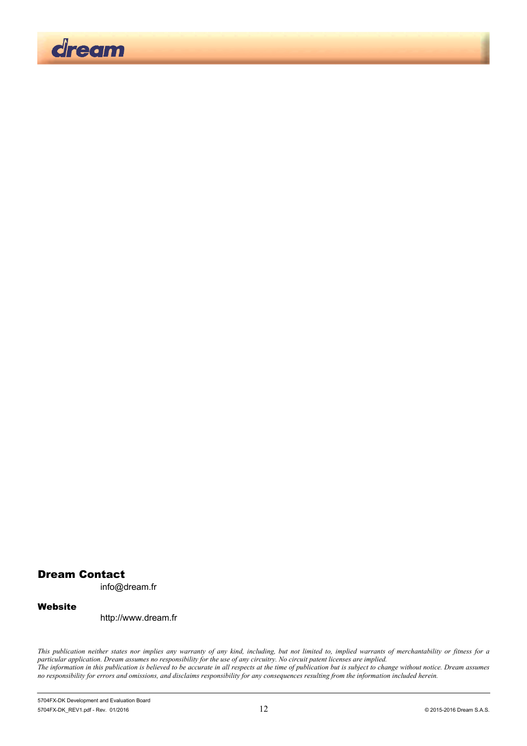## Dream Contact

info@dream.fr

### Website

http://www.dream.fr

*This publication neither states nor implies any warranty of any kind, including, but not limited to, implied warrants of merchantability or fitness for a particular application. Dream assumes no responsibility for the use of any circuitry. No circuit patent licenses are implied.*
*The information in this publication is believed to be accurate in all respects at the time of publication but is subject to change without notice. Dream assumes no responsibility for errors and omissions, and disclaims responsibility for any consequences resulting from the information included herein.*